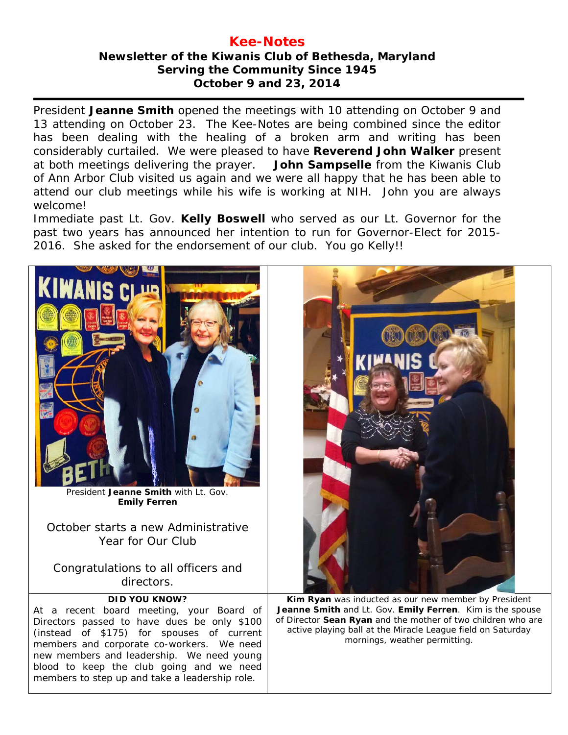# Kee-Notes

**Newsletter of the Kiwanis Club of Bethesda, Maryland**
**Serving the Community Since 1945**
**October 9 and 23, 2014**

President **Jeanne Smith** opened the meetings with 10 attending on October 9 and 13 attending on October 23. The Kee-Notes are being combined since the editor has been dealing with the healing of a broken arm and writing has been considerably curtailed. We were pleased to have **Reverend John Walker** present at both meetings delivering the prayer. **John Sampselle** from the Kiwanis Club of Ann Arbor Club visited us again and we were all happy that he has been able to attend our club meetings while his wife is working at NIH. John you are always welcome!

Immediate past Lt. Gov. **Kelly Boswell** who served as our Lt. Governor for the past two years has announced her intention to run for Governor-Elect for 2015-2016. She asked for the endorsement of our club. You go Kelly!!

President **Jeanne Smith** with Lt. Gov. **Emily Ferren**

October starts a new Administrative Year for Our Club

Congratulations to all officers and directors.

**Kim Ryan** was inducted as our new member by President **Jeanne Smith** and Lt. Gov. **Emily Ferren**. Kim is the spouse of Director **Sean Ryan** and the mother of two children who are active playing ball at the Miracle League field on Saturday mornings, weather permitting.

**DID YOU KNOW?**

At a recent board meeting, your Board of Directors passed to have dues be only $100 (instead of $175) for spouses of current members and corporate co-workers. We need new members and leadership. We need young blood to keep the club going and we need members to step up and take a leadership role.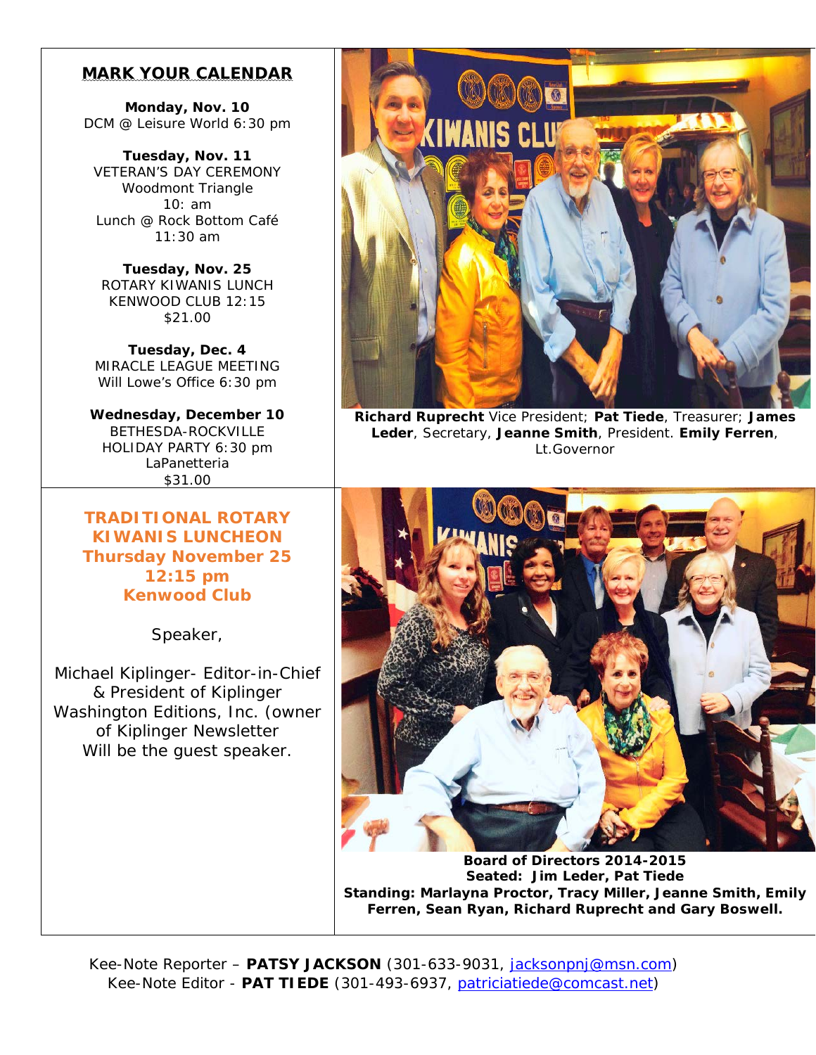## MARK YOUR CALENDAR

**Monday, Nov. 10**
DCM @ Leisure World 6:30 pm

**Tuesday, Nov. 11**
VETERAN'S DAY CEREMONY
Woodmont Triangle
10: am
Lunch @ Rock Bottom Café
11:30 am

**Tuesday, Nov. 25**
ROTARY KIWANIS LUNCH
KENWOOD CLUB 12:15
$21.00

**Tuesday, Dec. 4**
MIRACLE LEAGUE MEETING
Will Lowe's Office 6:30 pm

**Wednesday, December 10**
BETHESDA-ROCKVILLE
HOLIDAY PARTY 6:30 pm
LaPanetteria
$31.00

**TRADITIONAL ROTARY KIWANIS LUNCHEON**
**Thursday November 25**
**12:15 pm**
**Kenwood Club**

Speaker,

Michael Kiplinger- Editor-in-Chief & President of Kiplinger Washington Editions, Inc. (owner of Kiplinger Newsletter Will be the guest speaker.

**Richard Ruprecht** Vice President; **Pat Tiede**, Treasurer; **James Leder**, Secretary, **Jeanne Smith**, President. **Emily Ferren**, Lt.Governor

**Board of Directors 2014-2015**
**Seated: Jim Leder, Pat Tiede**
**Standing: Marlayna Proctor, Tracy Miller, Jeanne Smith, Emily Ferren, Sean Ryan, Richard Ruprecht and Gary Boswell.**

Kee-Note Reporter – **PATSY JACKSON** (301-633-9031, jacksonpnj@msn.com)
Kee-Note Editor - **PAT TIEDE** (301-493-6937, patriciatiede@comcast.net)